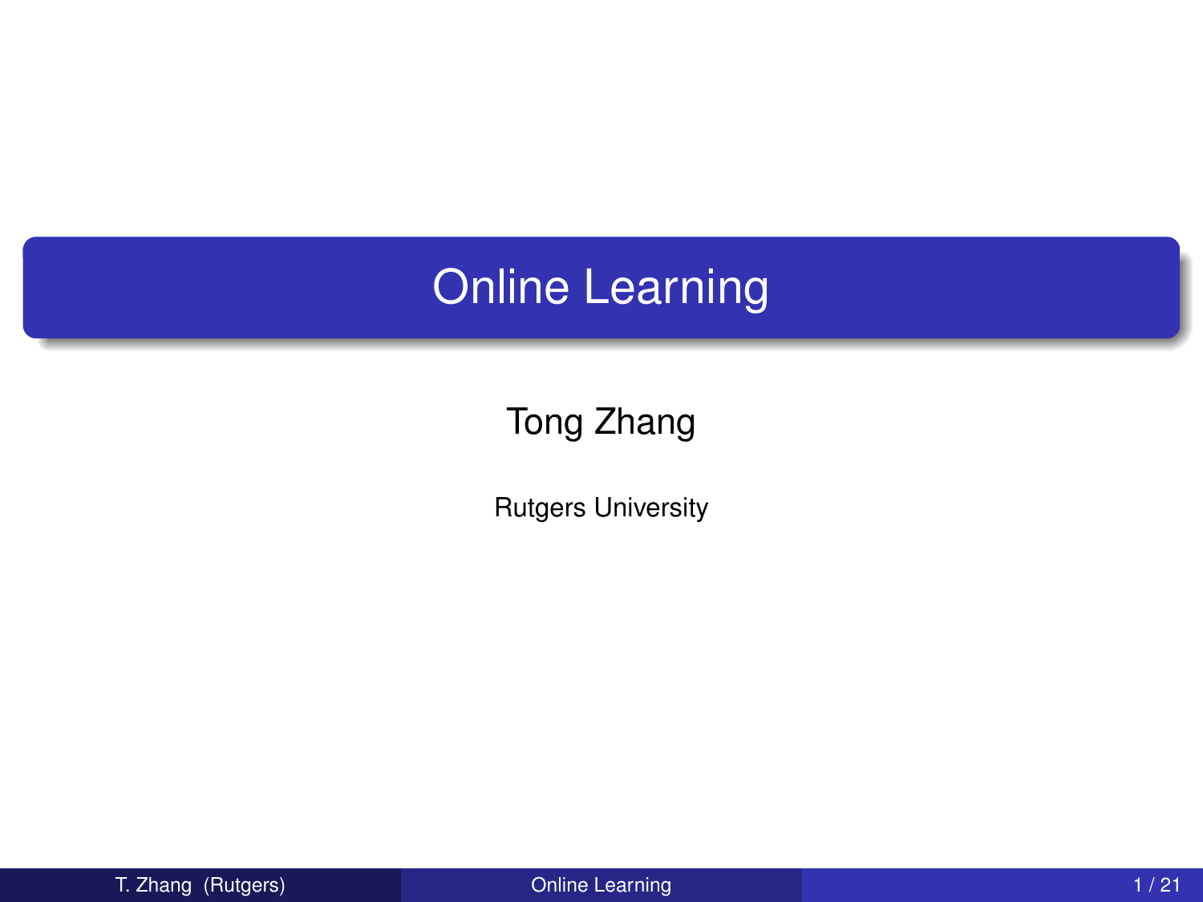# Online Learning

Tong Zhang

Rutgers University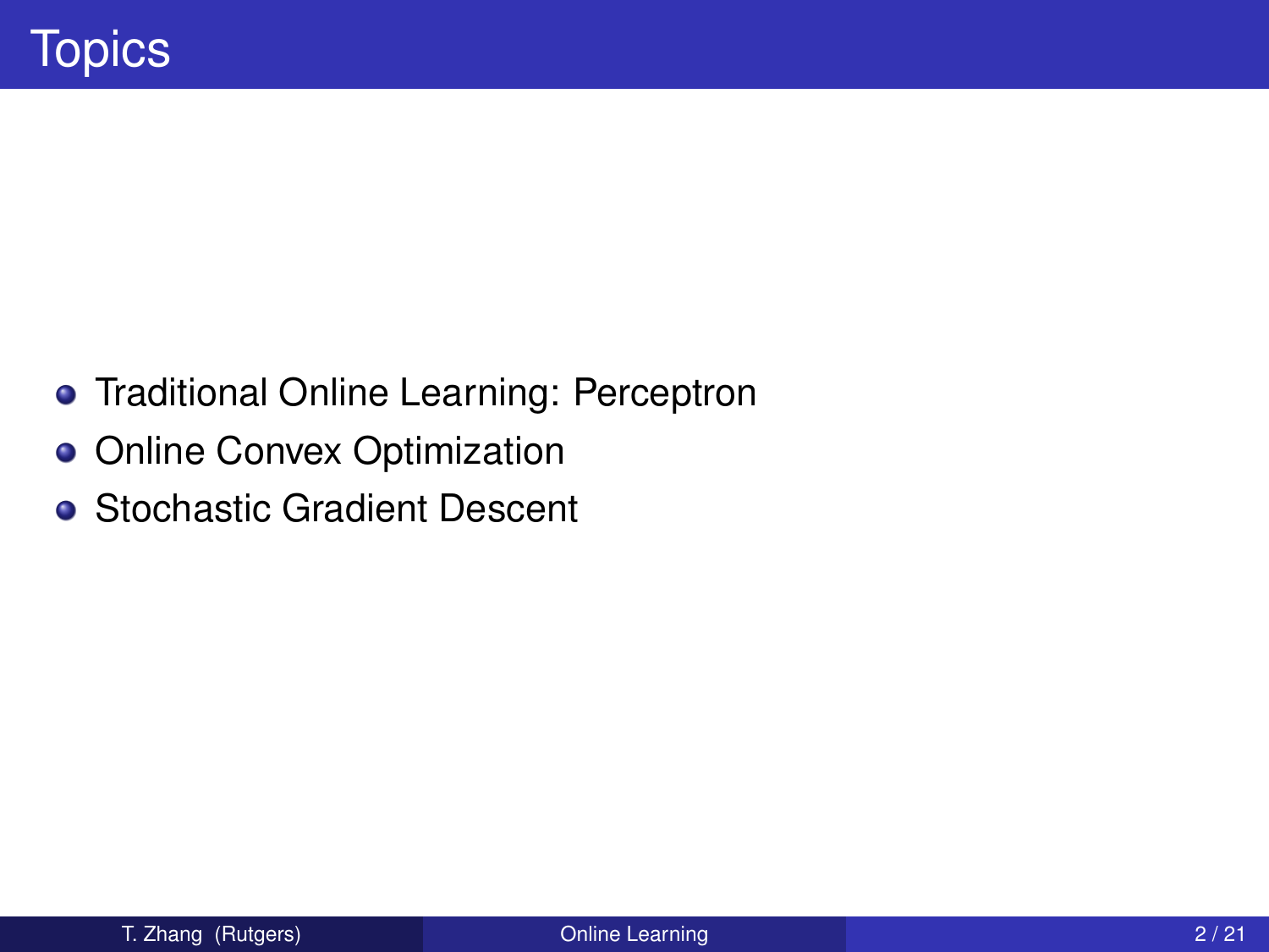# Topics

- Traditional Online Learning: Perceptron
- Online Convex Optimization
- Stochastic Gradient Descent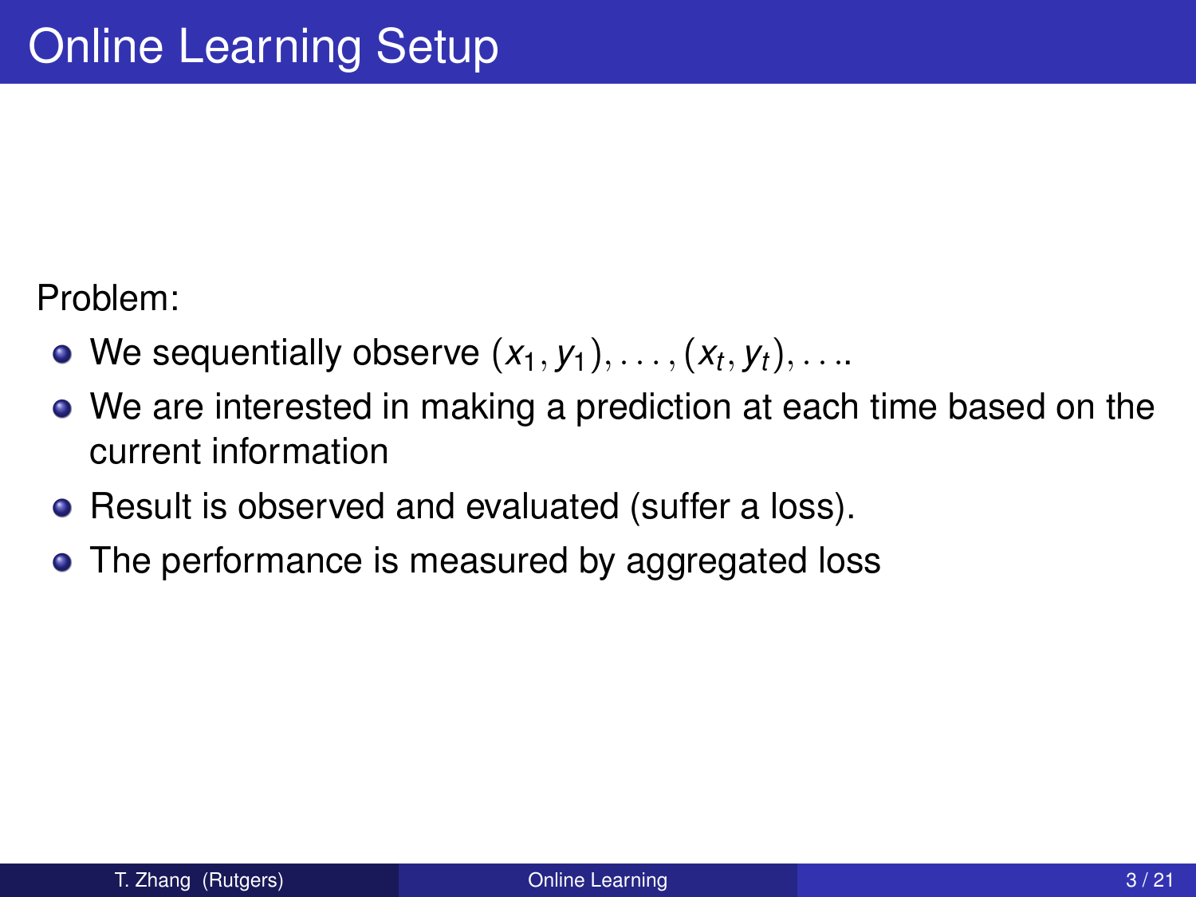# Online Learning Setup

Problem:

- We sequentially observe $(x_1, y_1), \ldots, (x_t, y_t), \ldots$.
- We are interested in making a prediction at each time based on the current information
- Result is observed and evaluated (suffer a loss).
- The performance is measured by aggregated loss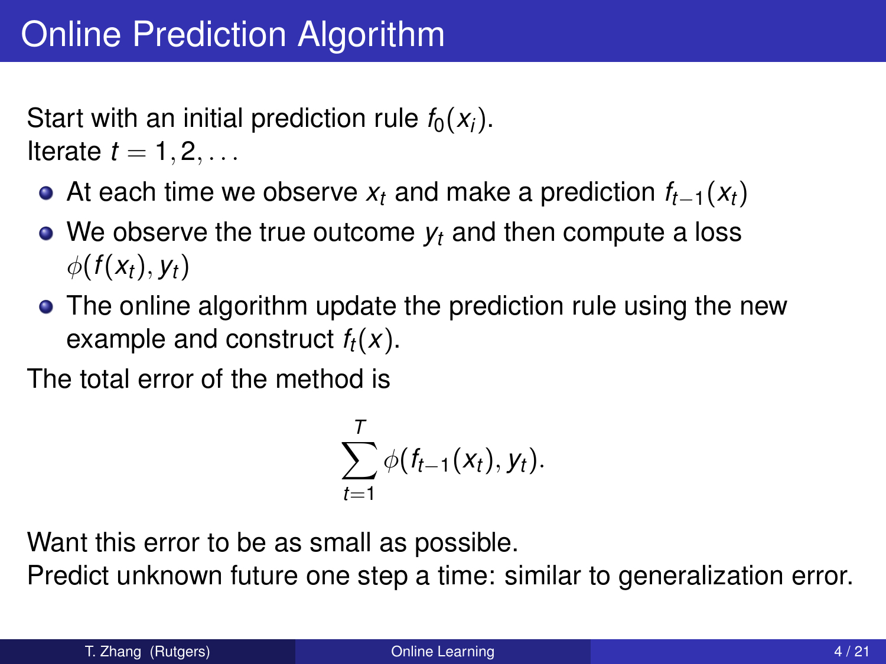# Online Prediction Algorithm

Start with an initial prediction rule $f_0(x_i)$.
Iterate $t = 1, 2, \ldots$

- At each time we observe $x_t$ and make a prediction $f_{t-1}(x_t)$
- We observe the true outcome $y_t$ and then compute a loss $\phi(f(x_t), y_t)$
- The online algorithm update the prediction rule using the new example and construct $f_t(x)$.

The total error of the method is

$$\sum_{t=1}^{T} \phi(f_{t-1}(x_t), y_t).$$

Want this error to be as small as possible.
Predict unknown future one step a time: similar to generalization error.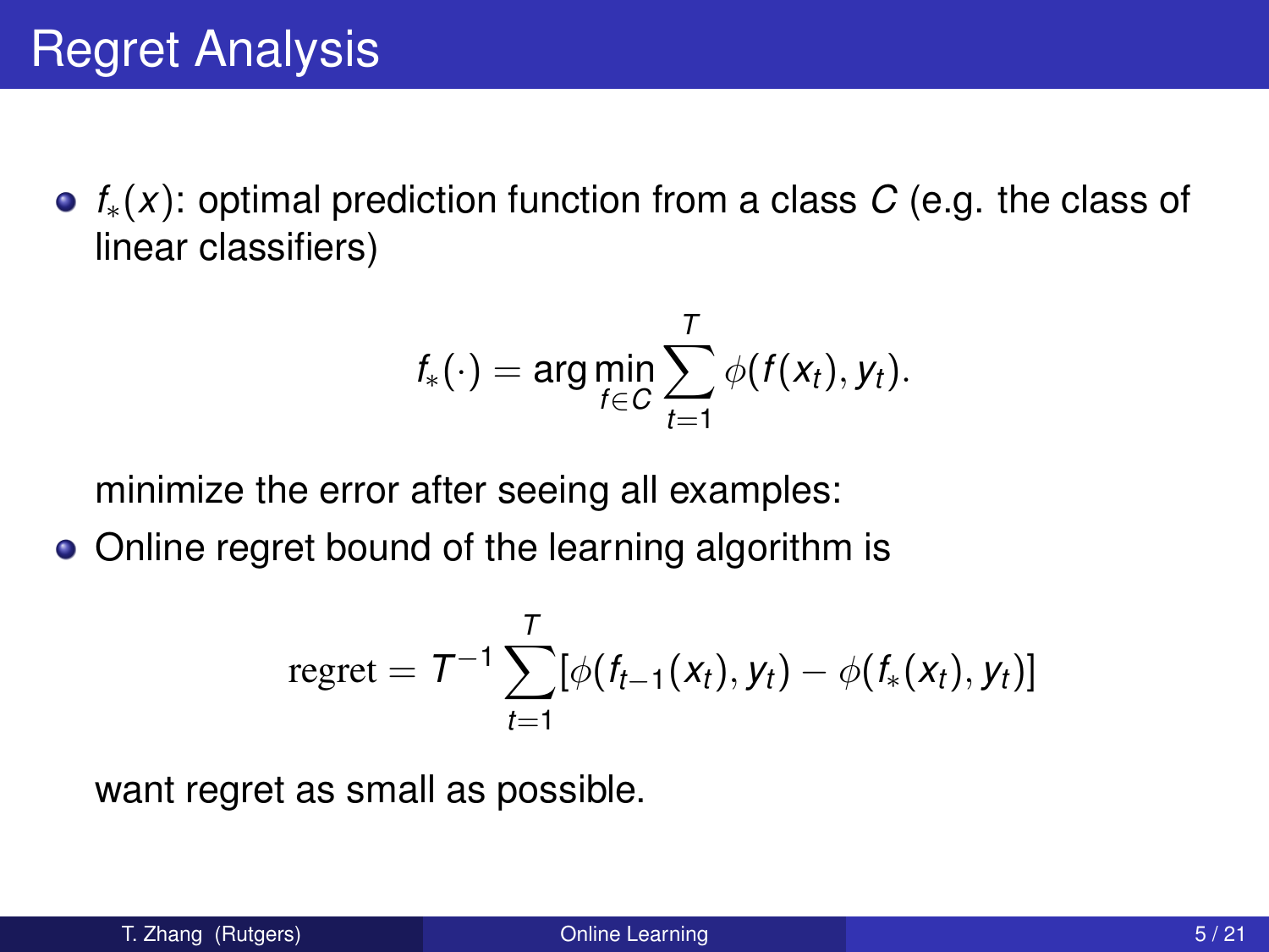# Regret Analysis

- $f_*(x)$: optimal prediction function from a class $C$ (e.g. the class of linear classifiers)

$$f_*(\cdot) = \arg\min_{f \in C} \sum_{t=1}^{T} \phi(f(x_t), y_t).$$

  minimize the error after seeing all examples:

- Online regret bound of the learning algorithm is

$$\text{regret} = T^{-1} \sum_{t=1}^{T} [\phi(f_{t-1}(x_t), y_t) - \phi(f_*(x_t), y_t)]$$

  want regret as small as possible.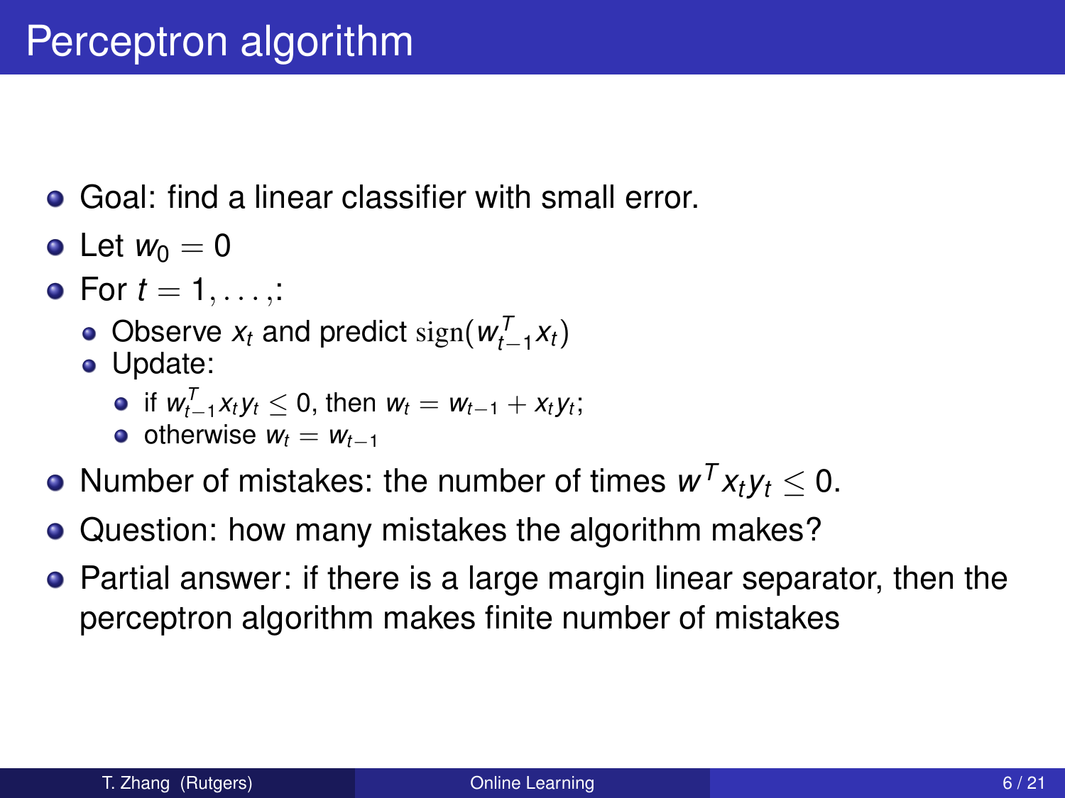# Perceptron algorithm

- Goal: find a linear classifier with small error.
- Let $w_0 = 0$
- For $t = 1, \ldots,$:
  - Observe $x_t$ and predict $\mathrm{sign}(w_{t-1}^T x_t)$
  - Update:
    - if $w_{t-1}^T x_t y_t \leq 0$, then $w_t = w_{t-1} + x_t y_t$;
    - otherwise $w_t = w_{t-1}$
- Number of mistakes: the number of times $w^T x_t y_t \leq 0$.
- Question: how many mistakes the algorithm makes?
- Partial answer: if there is a large margin linear separator, then the perceptron algorithm makes finite number of mistakes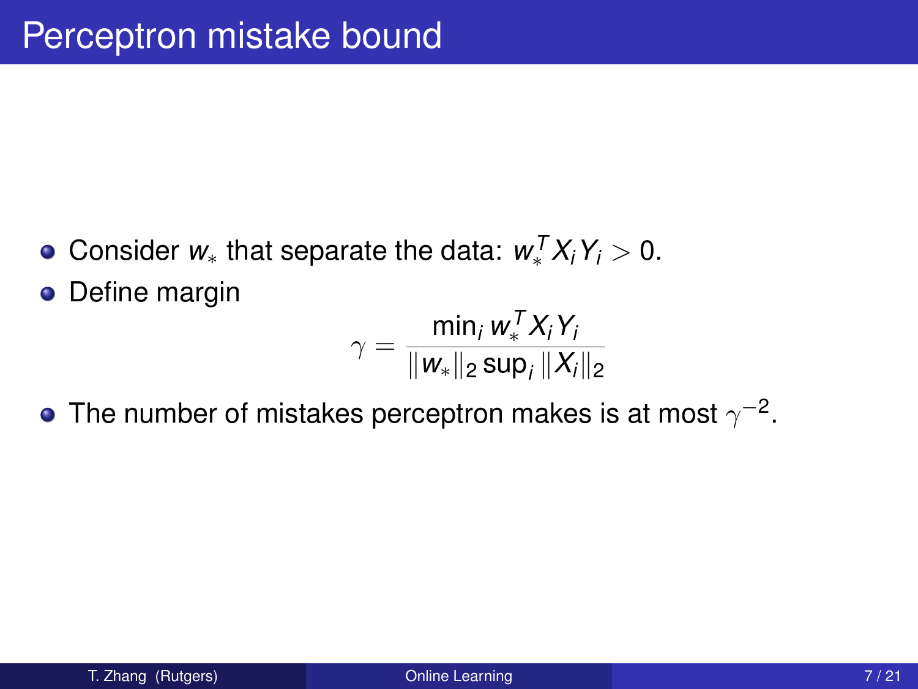# Perceptron mistake bound

- Consider $w_*$ that separate the data: $w_*^T X_i Y_i > 0$.
- Define margin

$$\gamma = \frac{\min_i w_*^T X_i Y_i}{\|w_*\|_2 \sup_i \|X_i\|_2}$$

- The number of mistakes perceptron makes is at most $\gamma^{-2}$.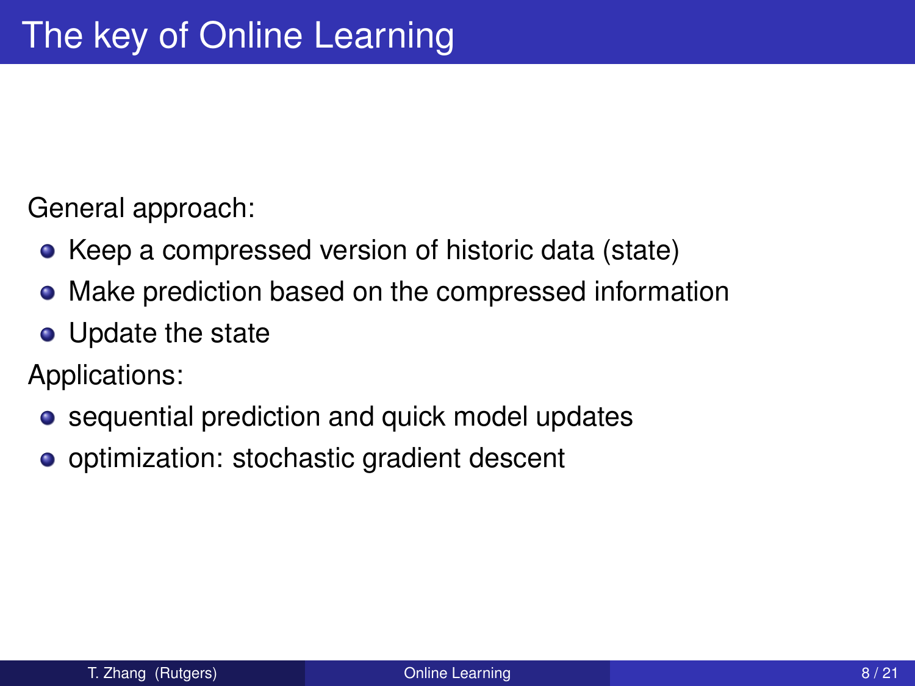# The key of Online Learning

General approach:

- Keep a compressed version of historic data (state)
- Make prediction based on the compressed information
- Update the state

Applications:

- sequential prediction and quick model updates
- optimization: stochastic gradient descent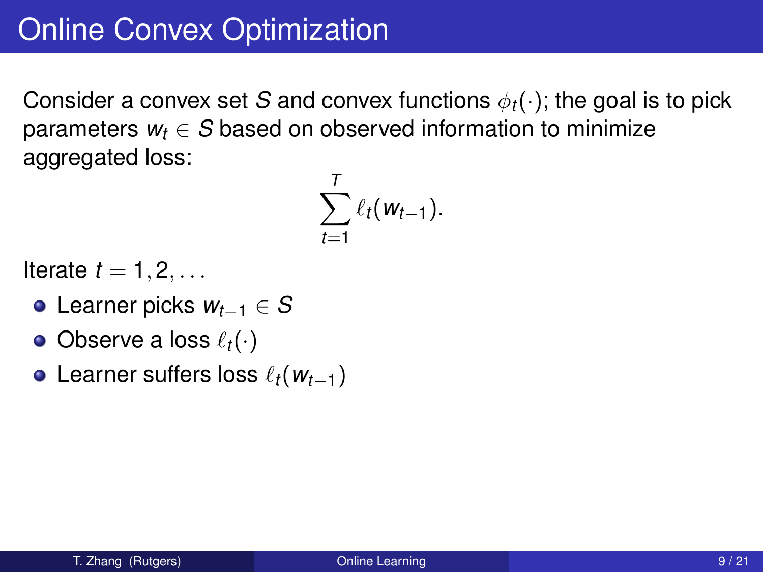# Online Convex Optimization

Consider a convex set $S$ and convex functions $\phi_t(\cdot)$; the goal is to pick parameters $w_t \in S$ based on observed information to minimize aggregated loss:

$$\sum_{t=1}^{T} \ell_t(w_{t-1}).$$

Iterate $t = 1, 2, \ldots$

- Learner picks $w_{t-1} \in S$
- Observe a loss $\ell_t(\cdot)$
- Learner suffers loss $\ell_t(w_{t-1})$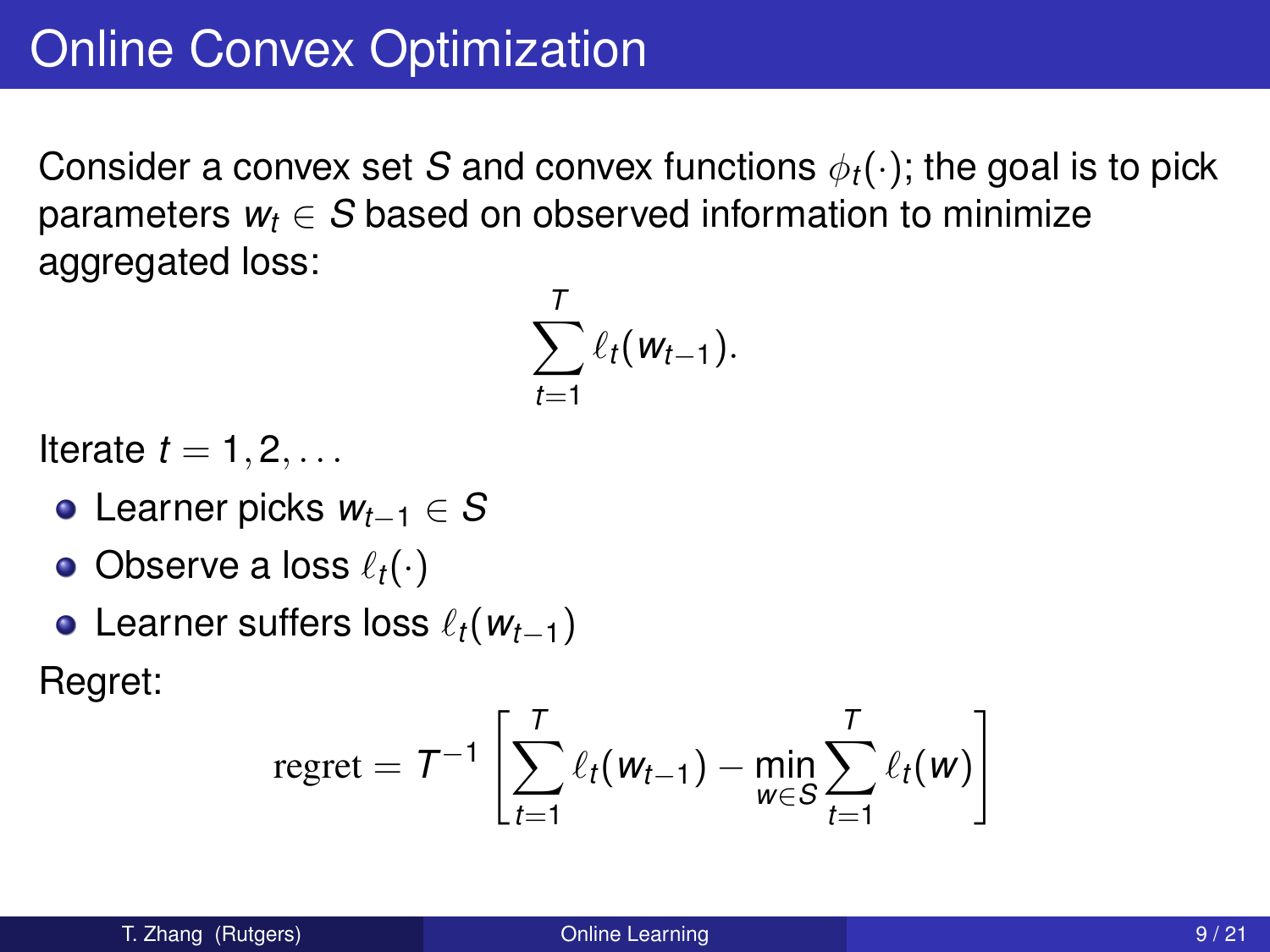# Online Convex Optimization

Consider a convex set $S$ and convex functions $\phi_t(\cdot)$; the goal is to pick parameters $w_t \in S$ based on observed information to minimize aggregated loss:

$$\sum_{t=1}^{T} \ell_t(w_{t-1}).$$

Iterate $t = 1, 2, \ldots$

- Learner picks $w_{t-1} \in S$
- Observe a loss $\ell_t(\cdot)$
- Learner suffers loss $\ell_t(w_{t-1})$

Regret:

$$\text{regret} = T^{-1} \left[ \sum_{t=1}^{T} \ell_t(w_{t-1}) - \min_{w \in S} \sum_{t=1}^{T} \ell_t(w) \right]$$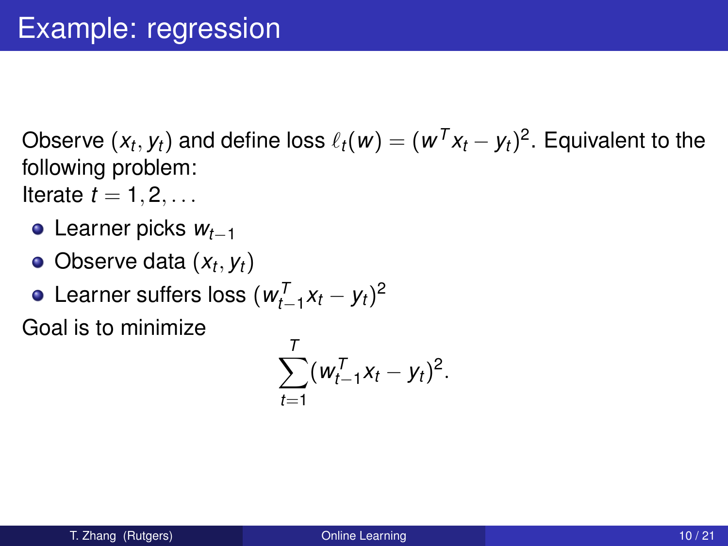# Example: regression

Observe $(x_t, y_t)$ and define loss $\ell_t(w) = (w^T x_t - y_t)^2$. Equivalent to the following problem:

Iterate $t = 1, 2, \ldots$

- Learner picks $w_{t-1}$
- Observe data $(x_t, y_t)$
- Learner suffers loss $(w_{t-1}^T x_t - y_t)^2$

Goal is to minimize

$$\sum_{t=1}^{T} (w_{t-1}^T x_t - y_t)^2.$$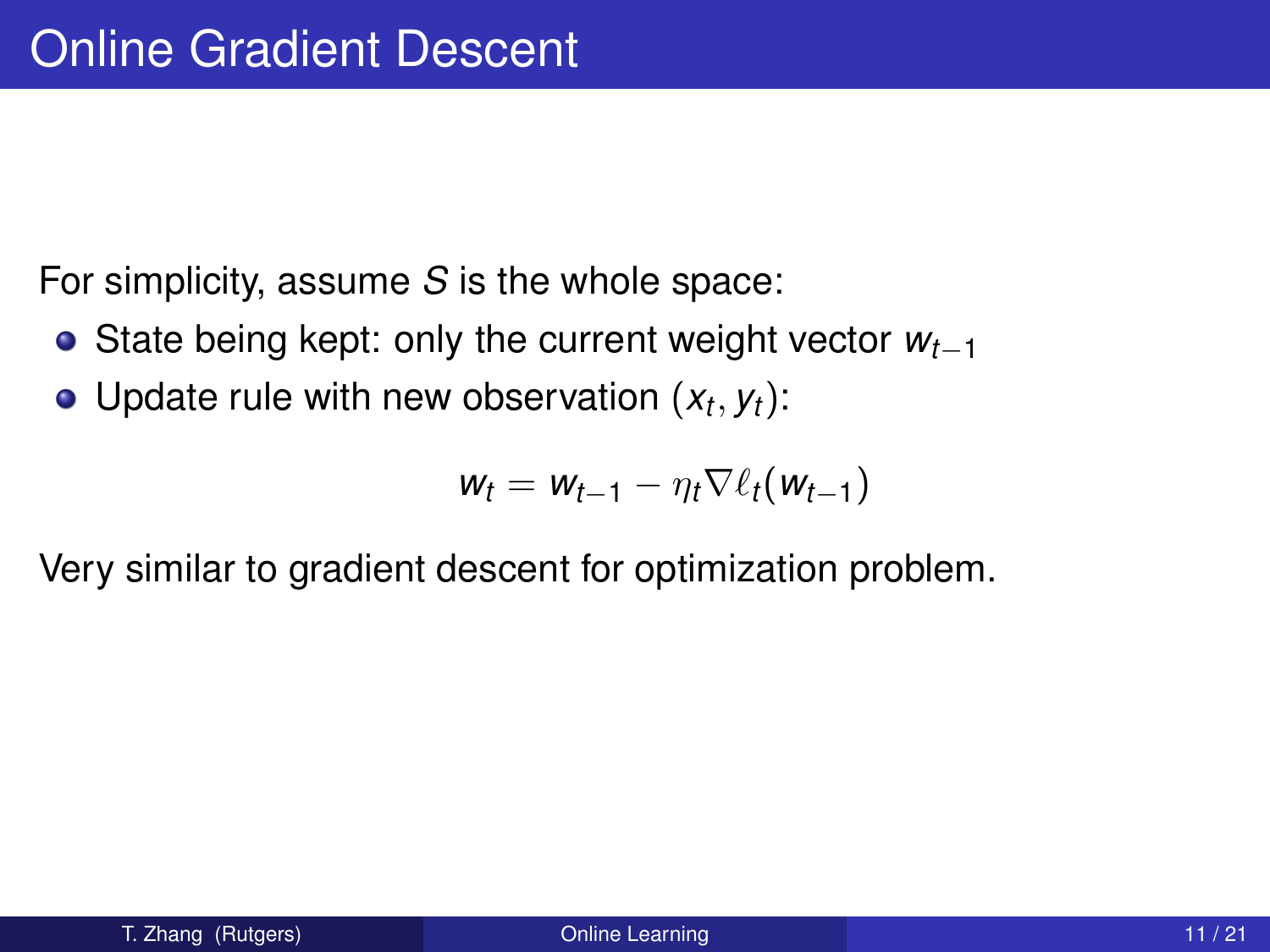# Online Gradient Descent

For simplicity, assume $S$ is the whole space:

- State being kept: only the current weight vector $w_{t-1}$
- Update rule with new observation $(x_t, y_t)$:

$$w_t = w_{t-1} - \eta_t \nabla \ell_t(w_{t-1})$$

Very similar to gradient descent for optimization problem.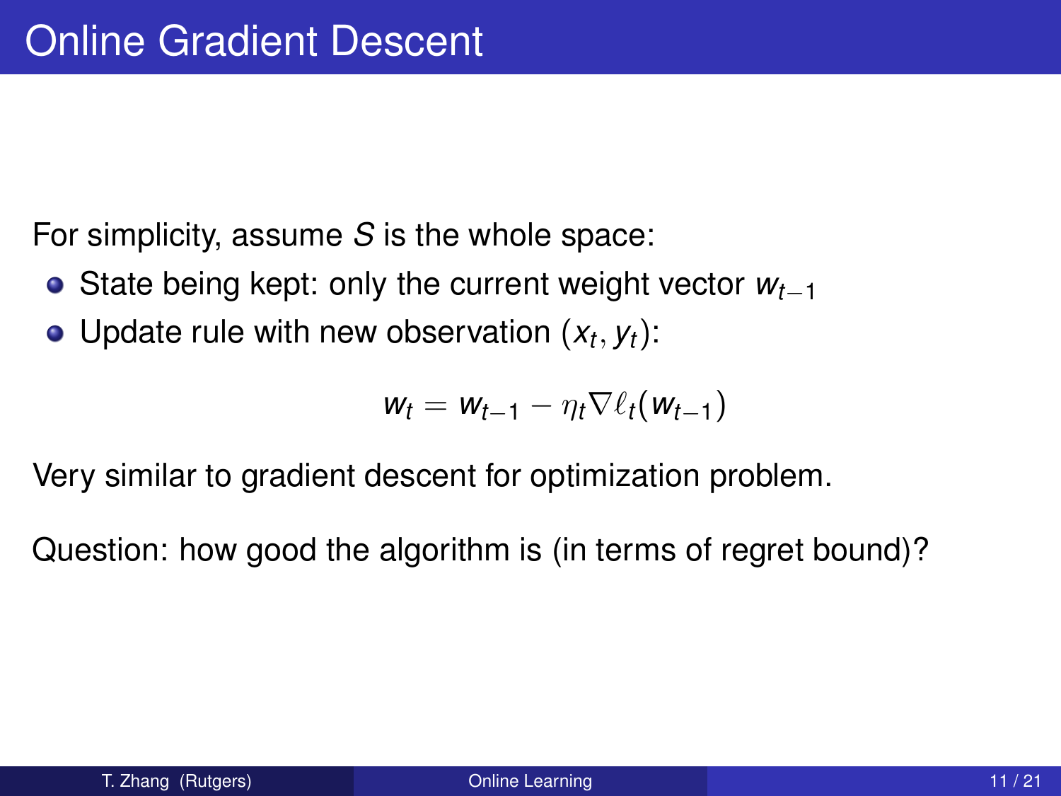# Online Gradient Descent

For simplicity, assume $S$ is the whole space:

- State being kept: only the current weight vector $w_{t-1}$
- Update rule with new observation $(x_t, y_t)$:

$$w_t = w_{t-1} - \eta_t \nabla \ell_t(w_{t-1})$$

Very similar to gradient descent for optimization problem.

Question: how good the algorithm is (in terms of regret bound)?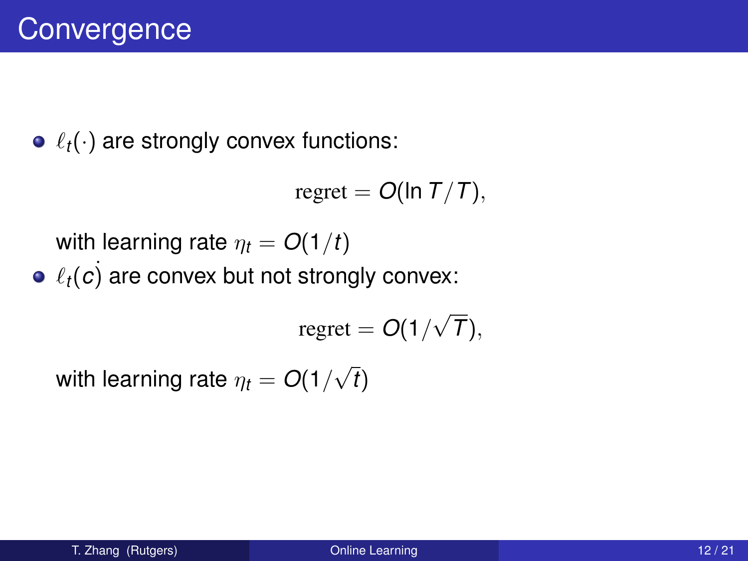# Convergence

- $\ell_t(\cdot)$ are strongly convex functions:

$$\text{regret} = O(\ln T/T),$$

  with learning rate $\eta_t = O(1/t)$

- $\ell_t(c)$ are convex but not strongly convex:

$$\text{regret} = O(1/\sqrt{T}),$$

  with learning rate $\eta_t = O(1/\sqrt{t})$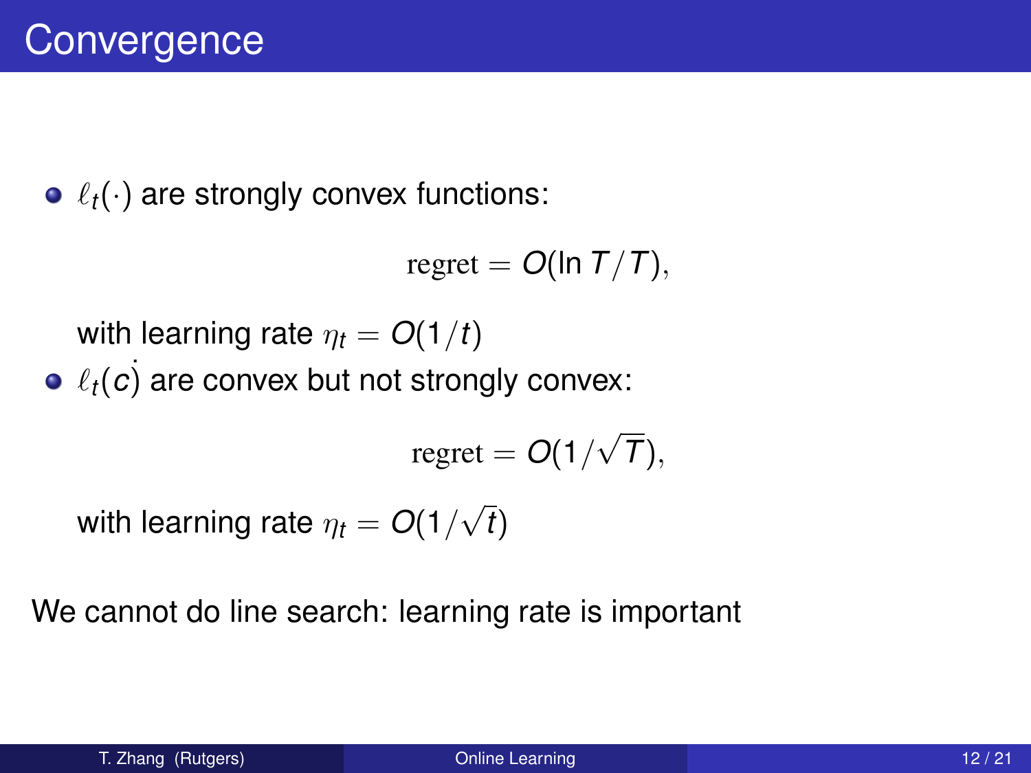# Convergence

- $\ell_t(\cdot)$ are strongly convex functions:

$$\text{regret} = O(\ln T/T),$$

  with learning rate $\eta_t = O(1/t)$

- $\ell_t(c\dot{)}$ are convex but not strongly convex:

$$\text{regret} = O(1/\sqrt{T}),$$

  with learning rate $\eta_t = O(1/\sqrt{t})$

We cannot do line search: learning rate is important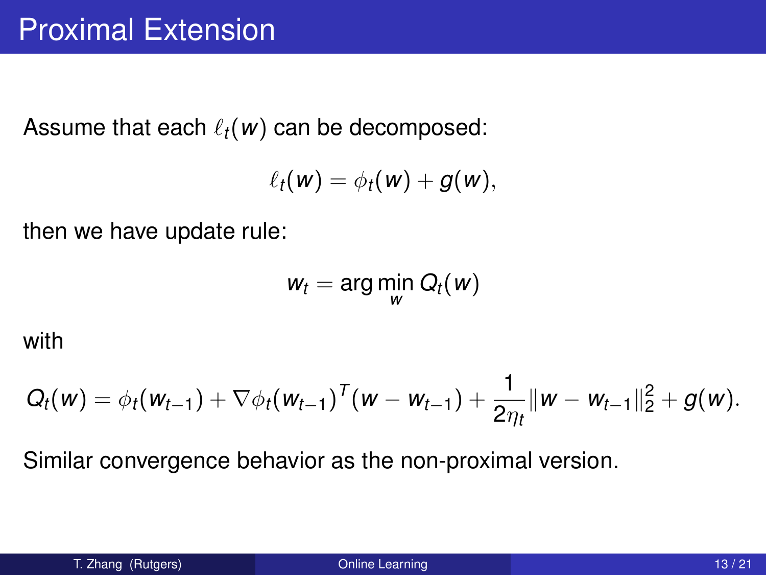# Proximal Extension

Assume that each $\ell_t(w)$ can be decomposed:

$$\ell_t(w) = \phi_t(w) + g(w),$$

then we have update rule:

$$w_t = \arg\min_w Q_t(w)$$

with

$$Q_t(w) = \phi_t(w_{t-1}) + \nabla \phi_t(w_{t-1})^T (w - w_{t-1}) + \frac{1}{2\eta_t} \|w - w_{t-1}\|_2^2 + g(w).$$

Similar convergence behavior as the non-proximal version.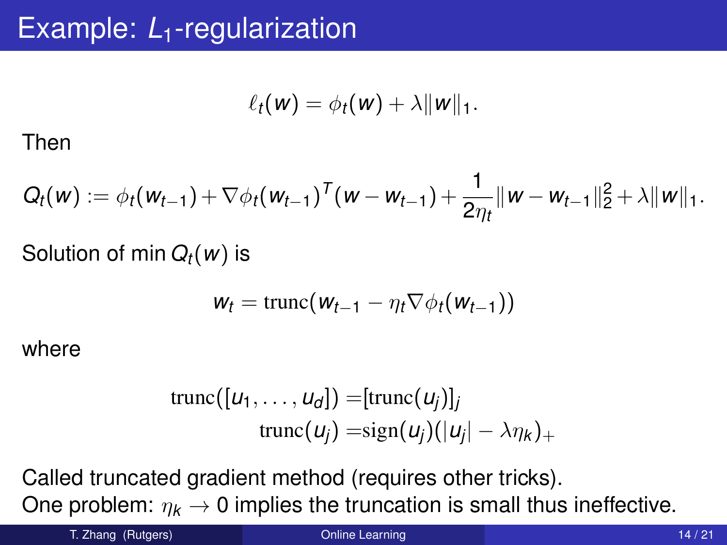# Example: $L_1$-regularization

$$\ell_t(w) = \phi_t(w) + \lambda \|w\|_1.$$

Then

$$Q_t(w) := \phi_t(w_{t-1}) + \nabla \phi_t(w_{t-1})^T (w - w_{t-1}) + \frac{1}{2\eta_t} \|w - w_{t-1}\|_2^2 + \lambda \|w\|_1.$$

Solution of $\min Q_t(w)$ is

$$w_t = \mathrm{trunc}(w_{t-1} - \eta_t \nabla \phi_t(w_{t-1}))$$

where

$$\begin{aligned} \mathrm{trunc}([u_1, \ldots, u_d]) =& [\mathrm{trunc}(u_j)]_j \\ \mathrm{trunc}(u_j) =& \mathrm{sign}(u_j)(|u_j| - \lambda \eta_k)_+ \end{aligned}$$

Called truncated gradient method (requires other tricks).
One problem: $\eta_k \to 0$ implies the truncation is small thus ineffective.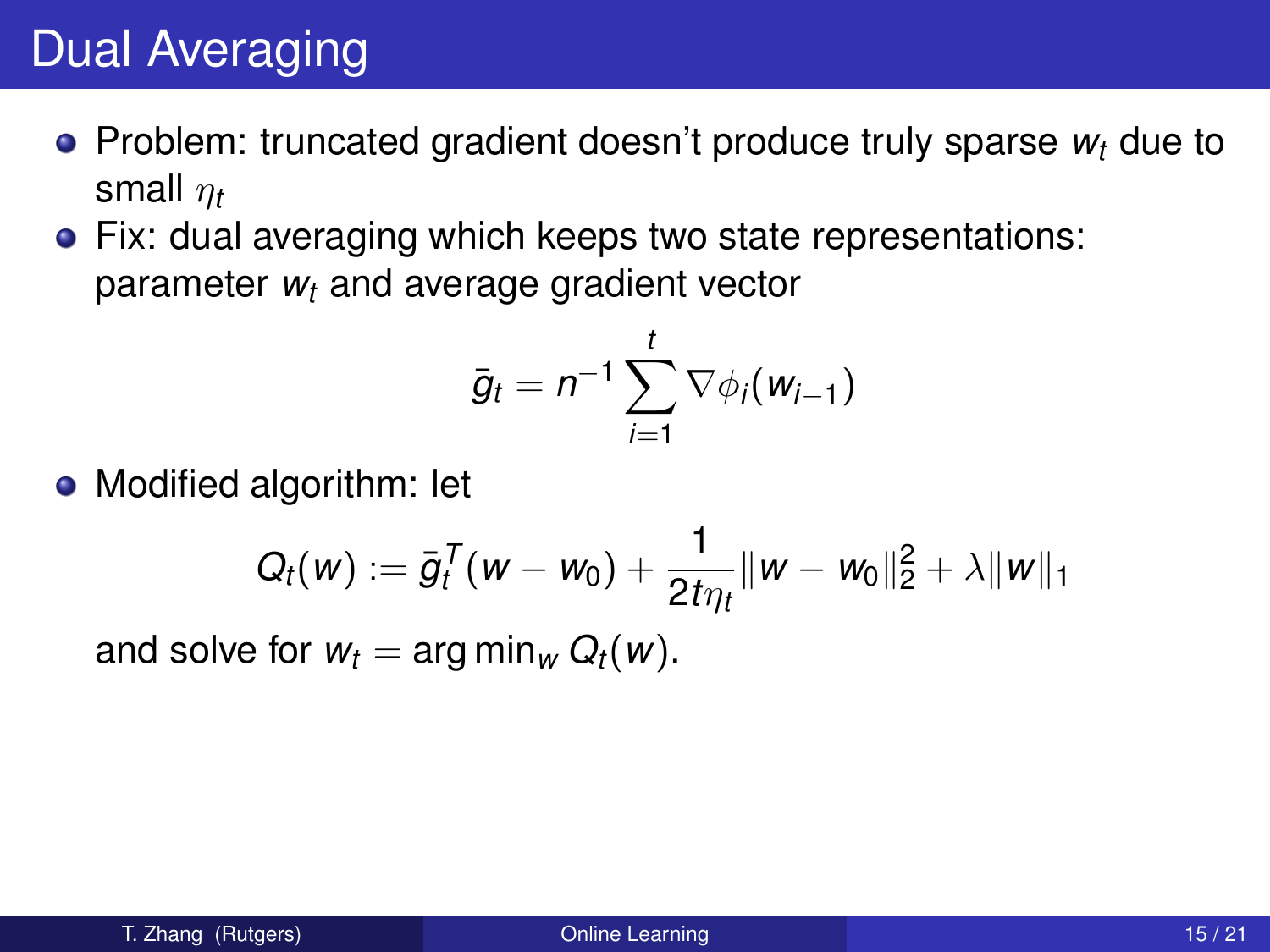# Dual Averaging

- Problem: truncated gradient doesn't produce truly sparse $w_t$ due to small $\eta_t$
- Fix: dual averaging which keeps two state representations: parameter $w_t$ and average gradient vector

$$\bar{g}_t = n^{-1} \sum_{i=1}^{t} \nabla \phi_i(w_{i-1})$$

- Modified algorithm: let

$$Q_t(w) := \bar{g}_t^T (w - w_0) + \frac{1}{2t\eta_t} \|w - w_0\|_2^2 + \lambda \|w\|_1$$

  and solve for $w_t = \arg\min_w Q_t(w)$.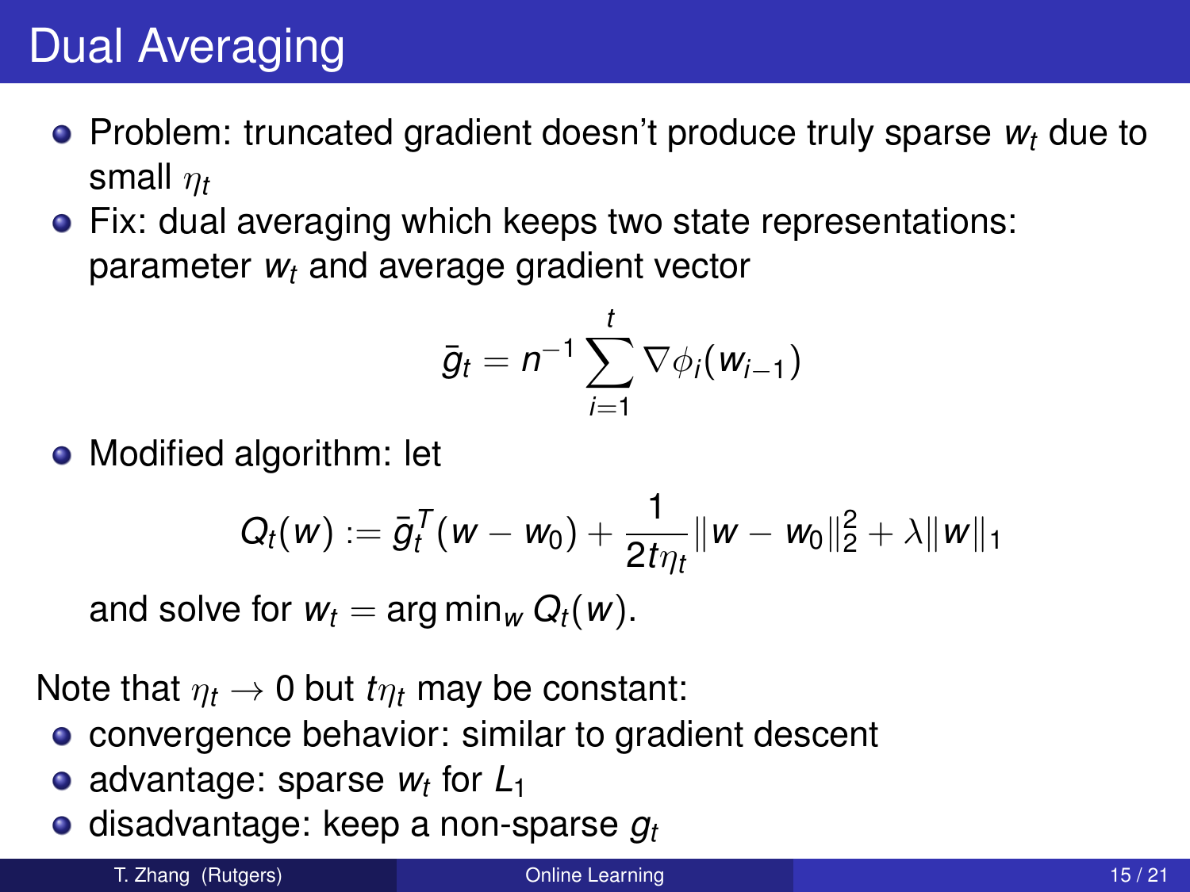# Dual Averaging

- Problem: truncated gradient doesn't produce truly sparse $w_t$ due to small $\eta_t$
- Fix: dual averaging which keeps two state representations: parameter $w_t$ and average gradient vector

$$\bar{g}_t = n^{-1} \sum_{i=1}^{t} \nabla \phi_i(w_{i-1})$$

- Modified algorithm: let

$$Q_t(w) := \bar{g}_t^T (w - w_0) + \frac{1}{2t\eta_t} \|w - w_0\|_2^2 + \lambda \|w\|_1$$

and solve for $w_t = \arg\min_w Q_t(w)$.

Note that $\eta_t \to 0$ but $t\eta_t$ may be constant:

- convergence behavior: similar to gradient descent
- advantage: sparse $w_t$ for $L_1$
- disadvantage: keep a non-sparse $g_t$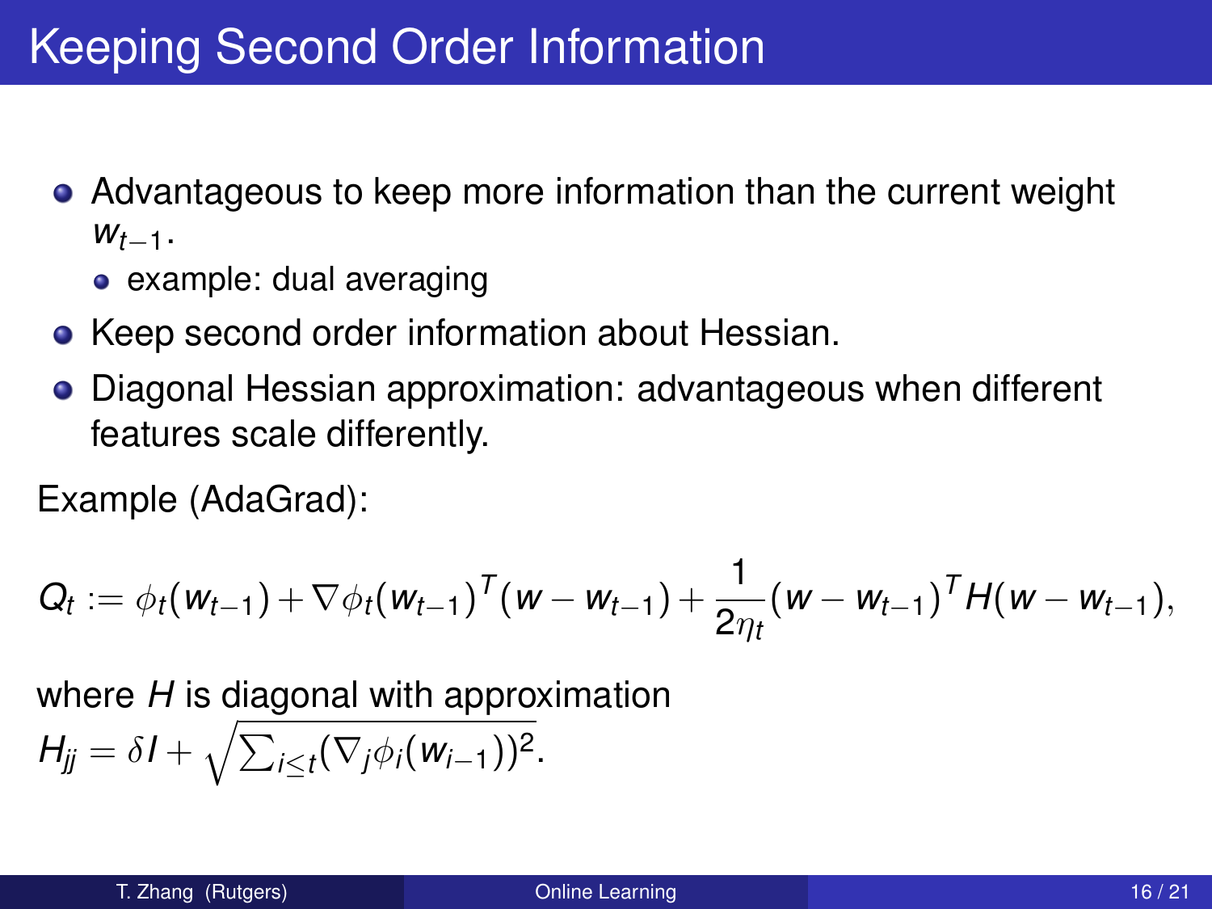# Keeping Second Order Information

- Advantageous to keep more information than the current weight $w_{t-1}$.
  - example: dual averaging
- Keep second order information about Hessian.
- Diagonal Hessian approximation: advantageous when different features scale differently.

Example (AdaGrad):

$$Q_t := \phi_t(w_{t-1}) + \nabla\phi_t(w_{t-1})^T(w - w_{t-1}) + \frac{1}{2\eta_t}(w - w_{t-1})^T H(w - w_{t-1}),$$

where $H$ is diagonal with approximation $H_{jj} = \delta I + \sqrt{\sum_{i \le t}(\nabla_j \phi_i(w_{i-1}))^2}$.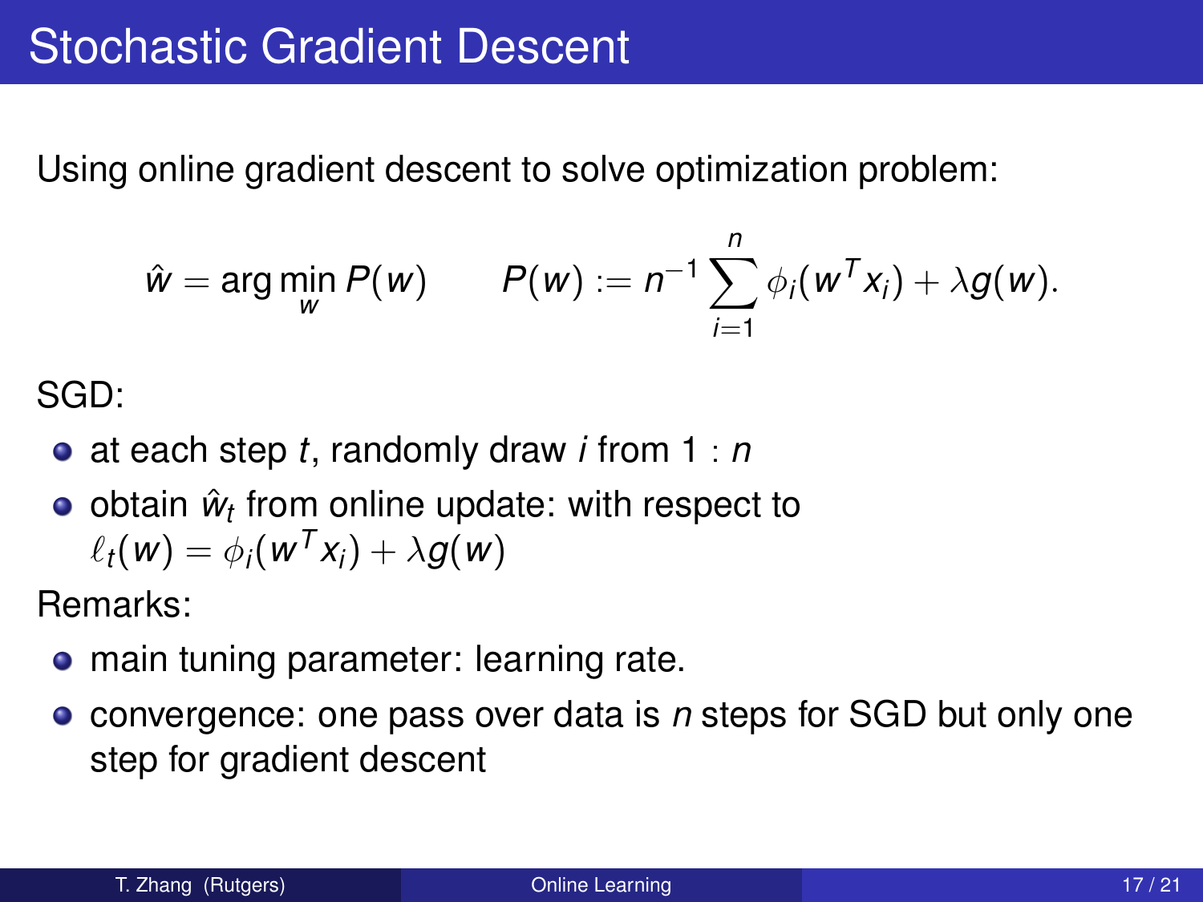# Stochastic Gradient Descent

Using online gradient descent to solve optimization problem:

$$\hat{w} = \arg\min_w P(w) \qquad P(w) := n^{-1} \sum_{i=1}^{n} \phi_i(w^T x_i) + \lambda g(w).$$

SGD:

- at each step $t$, randomly draw $i$ from $1 : n$
- obtain $\hat{w}_t$ from online update: with respect to $\ell_t(w) = \phi_i(w^T x_i) + \lambda g(w)$

Remarks:

- main tuning parameter: learning rate.
- convergence: one pass over data is $n$ steps for SGD but only one step for gradient descent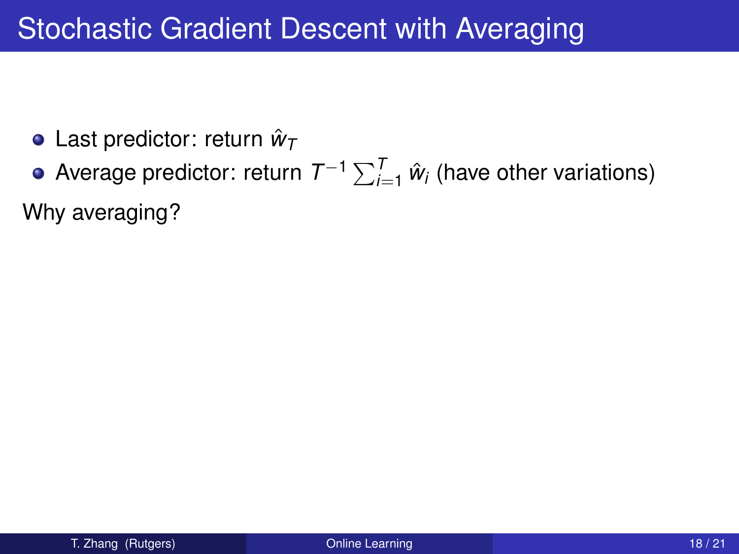# Stochastic Gradient Descent with Averaging

- Last predictor: return $\hat{w}_T$
- Average predictor: return $T^{-1} \sum_{i=1}^{T} \hat{w}_i$ (have other variations)

Why averaging?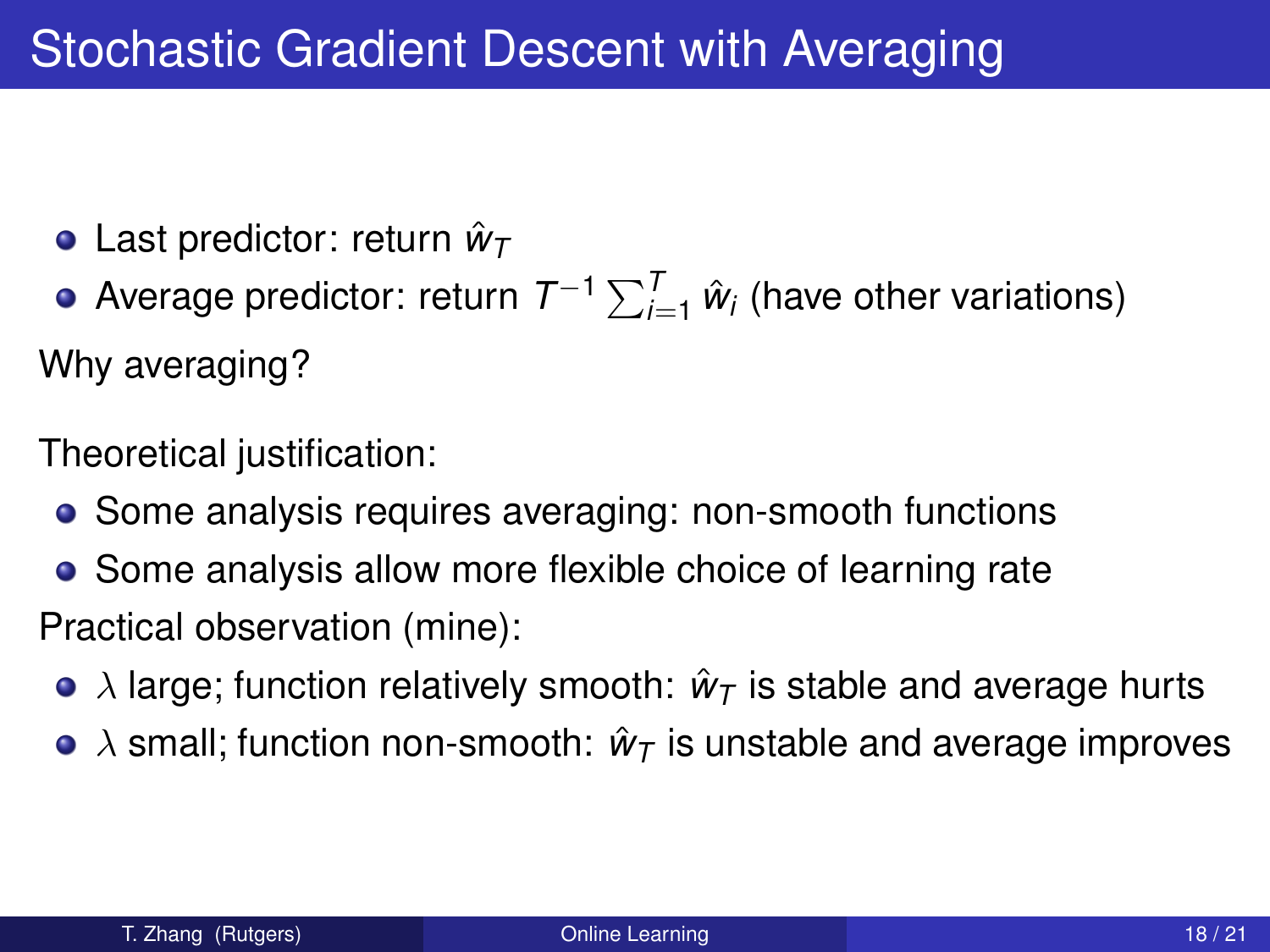# Stochastic Gradient Descent with Averaging

- Last predictor: return $\hat{w}_T$
- Average predictor: return $T^{-1} \sum_{i=1}^{T} \hat{w}_i$ (have other variations)

Why averaging?

Theoretical justification:

- Some analysis requires averaging: non-smooth functions
- Some analysis allow more flexible choice of learning rate

Practical observation (mine):

- $\lambda$ large; function relatively smooth: $\hat{w}_T$ is stable and average hurts
- $\lambda$ small; function non-smooth: $\hat{w}_T$ is unstable and average improves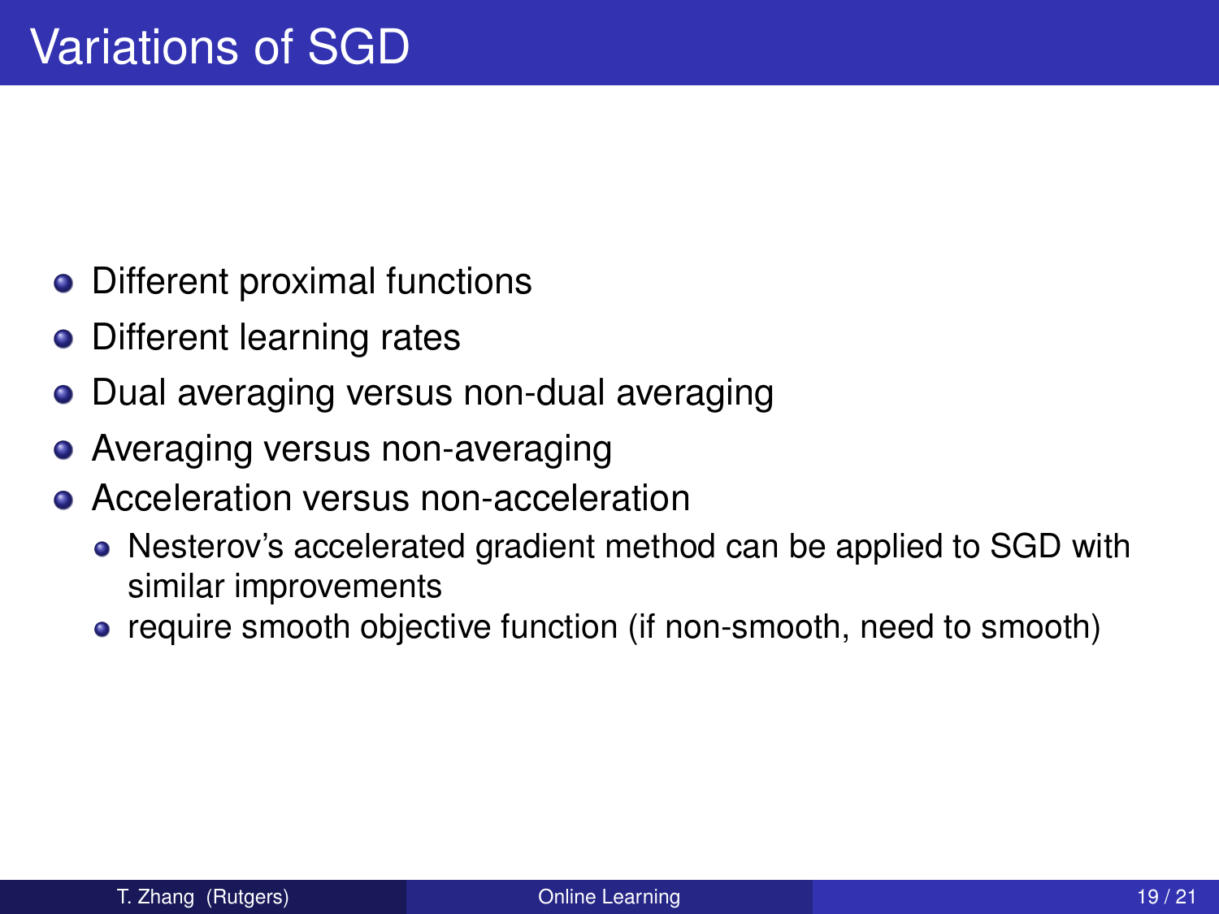# Variations of SGD

- Different proximal functions
- Different learning rates
- Dual averaging versus non-dual averaging
- Averaging versus non-averaging
- Acceleration versus non-acceleration
  - Nesterov's accelerated gradient method can be applied to SGD with similar improvements
  - require smooth objective function (if non-smooth, need to smooth)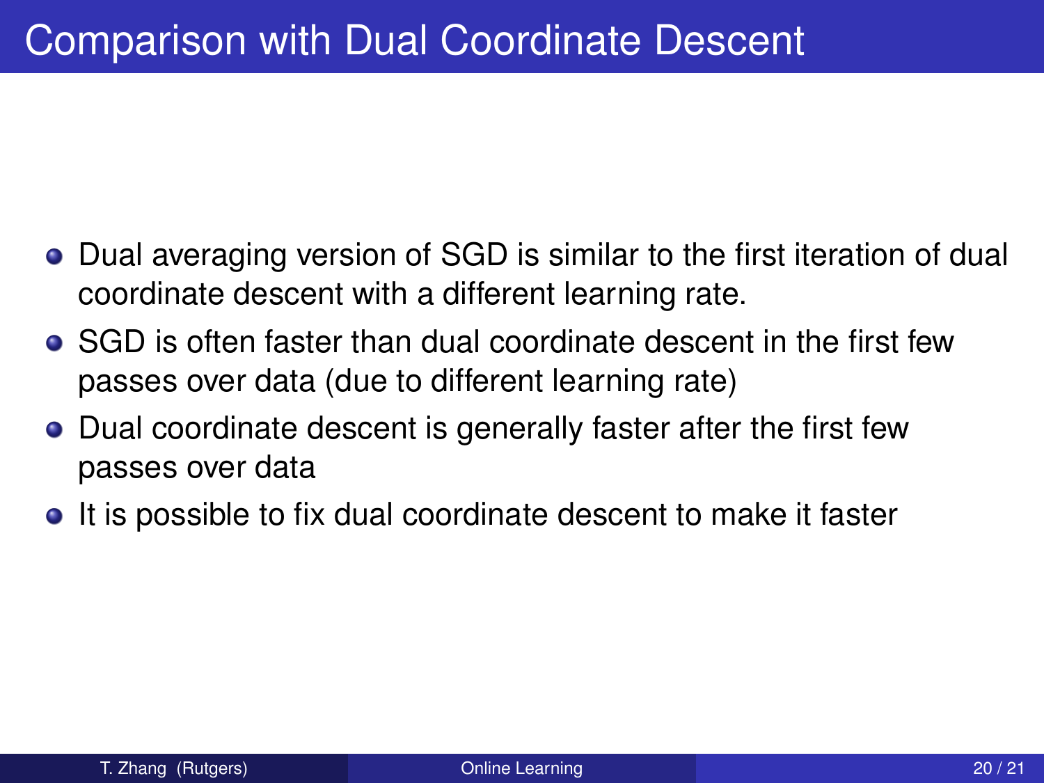# Comparison with Dual Coordinate Descent

- Dual averaging version of SGD is similar to the first iteration of dual coordinate descent with a different learning rate.
- SGD is often faster than dual coordinate descent in the first few passes over data (due to different learning rate)
- Dual coordinate descent is generally faster after the first few passes over data
- It is possible to fix dual coordinate descent to make it faster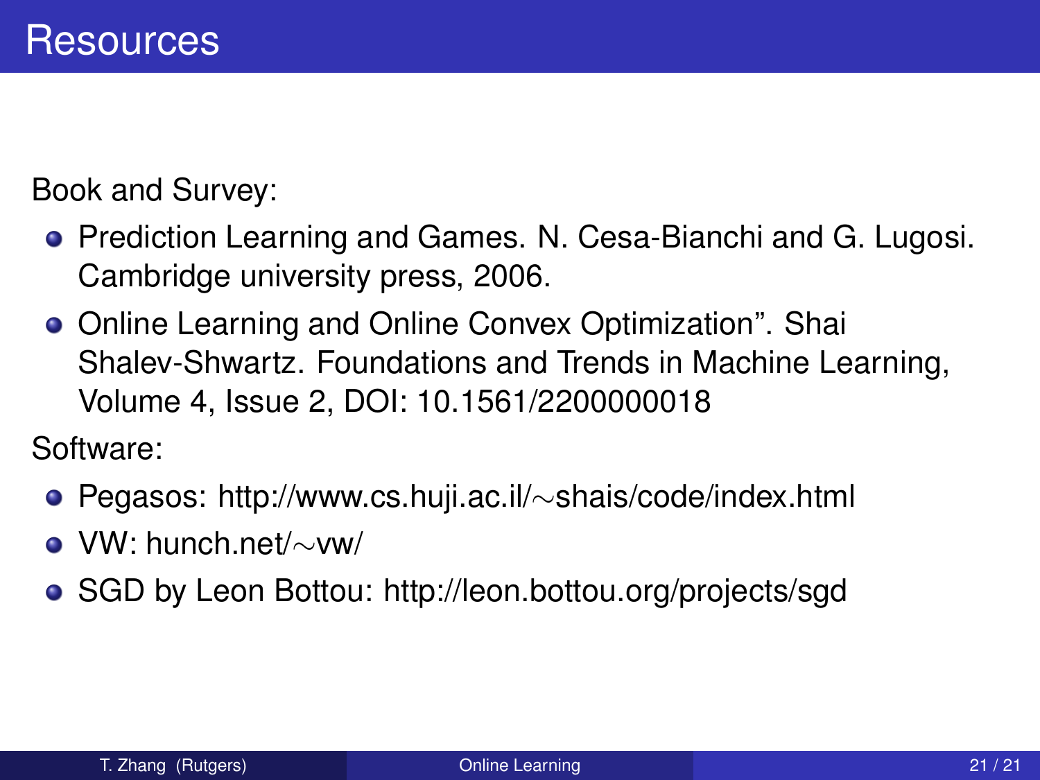# Resources

Book and Survey:

- Prediction Learning and Games. N. Cesa-Bianchi and G. Lugosi. Cambridge university press, 2006.
- Online Learning and Online Convex Optimization". Shai Shalev-Shwartz. Foundations and Trends in Machine Learning, Volume 4, Issue 2, DOI: 10.1561/2200000018

Software:

- Pegasos: http://www.cs.huji.ac.il/∼shais/code/index.html
- VW: hunch.net/∼vw/
- SGD by Leon Bottou: http://leon.bottou.org/projects/sgd